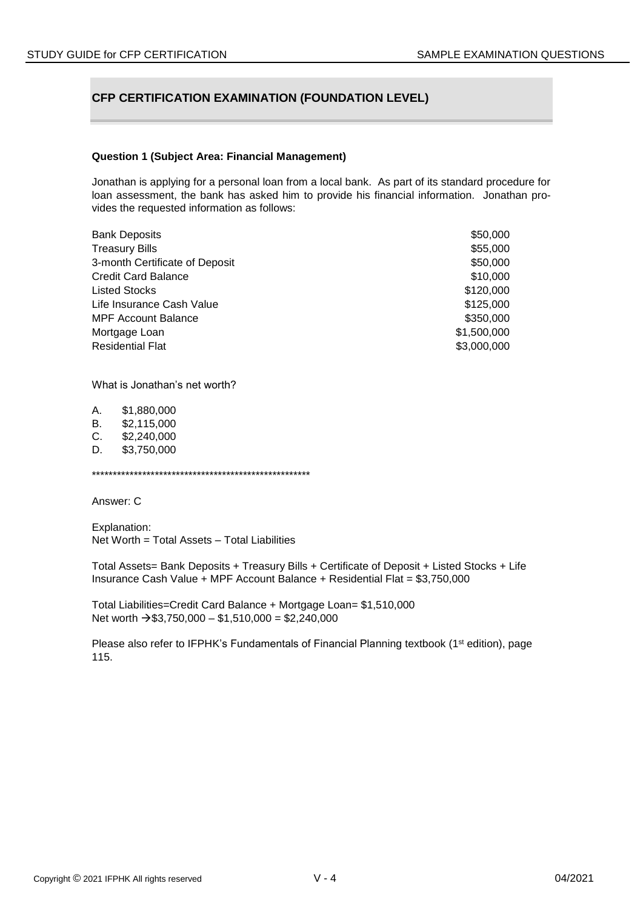## CFP CERTIFICATION EXAMINATION (FOUNDATION LEVEL)

**Question 1 (Subject Area: Financial Management)**

Jonathan is applying for a personal loan from a local bank. As part of its standard procedure for loan assessment, the bank has asked him to provide his financial information. Jonathan provides the requested information as follows:

| | |
|---|---:|
| Bank Deposits | \$50,000 |
| Treasury Bills | \$55,000 |
| 3-month Certificate of Deposit | \$50,000 |
| Credit Card Balance | \$10,000 |
| Listed Stocks | \$120,000 |
| Life Insurance Cash Value | \$125,000 |
| MPF Account Balance | \$350,000 |
| Mortgage Loan | \$1,500,000 |
| Residential Flat | \$3,000,000 |

What is Jonathan's net worth?

A. \$1,880,000
B. \$2,115,000
C. \$2,240,000
D. \$3,750,000

\*\*\*\*\*\*\*\*\*\*\*\*\*\*\*\*\*\*\*\*\*\*\*\*\*\*\*\*\*\*\*\*\*\*\*\*\*\*\*\*\*\*\*\*\*\*\*\*\*\*\*\*\*\*

Answer: C

Explanation:
Net Worth = Total Assets – Total Liabilities

Total Assets= Bank Deposits + Treasury Bills + Certificate of Deposit + Listed Stocks + Life Insurance Cash Value + MPF Account Balance + Residential Flat = \$3,750,000

Total Liabilities=Credit Card Balance + Mortgage Loan= \$1,510,000
Net worth →\$3,750,000 – \$1,510,000 = \$2,240,000

Please also refer to IFPHK's Fundamentals of Financial Planning textbook (1st edition), page 115.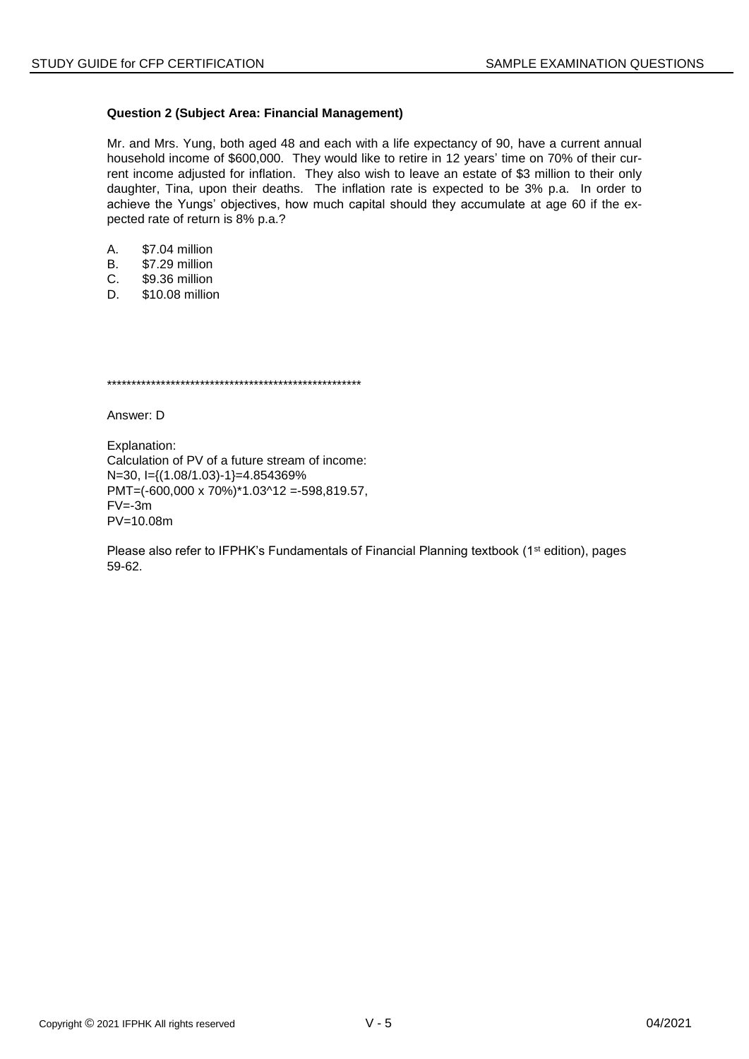### Question 2 (Subject Area: Financial Management)

Mr. and Mrs. Yung, both aged 48 and each with a life expectancy of 90, have a current annual household income of $600,000. They would like to retire in 12 years' time on 70% of their current income adjusted for inflation. They also wish to leave an estate of $3 million to their only daughter, Tina, upon their deaths. The inflation rate is expected to be 3% p.a. In order to achieve the Yungs' objectives, how much capital should they accumulate at age 60 if the expected rate of return is 8% p.a.?

A. $7.04 million
B. $7.29 million
C. $9.36 million
D. $10.08 million

****************************************************

Answer: D

Explanation:
Calculation of PV of a future stream of income:
N=30, I={(1.08/1.03)-1}=4.854369%
PMT=(-600,000 x 70%)*1.03^12 =-598,819.57,
FV=-3m
PV=10.08m

Please also refer to IFPHK's Fundamentals of Financial Planning textbook (1st edition), pages 59-62.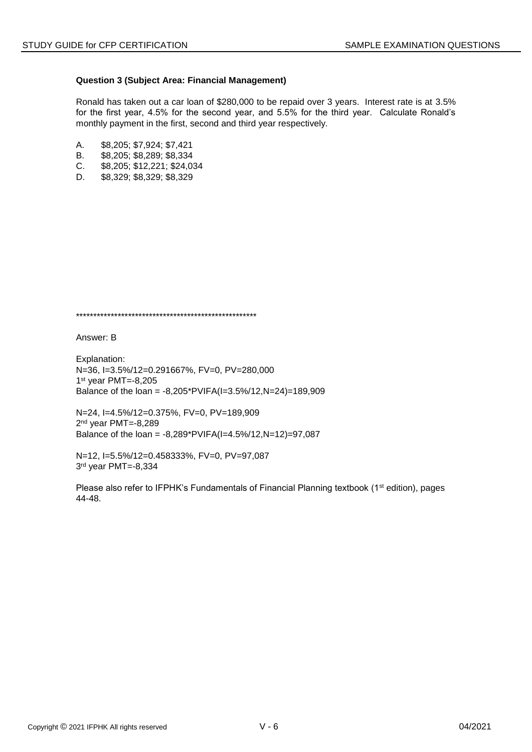**Question 3 (Subject Area: Financial Management)**

Ronald has taken out a car loan of $280,000 to be repaid over 3 years. Interest rate is at 3.5% for the first year, 4.5% for the second year, and 5.5% for the third year. Calculate Ronald's monthly payment in the first, second and third year respectively.

A. $8,205; $7,924; $7,421
B. $8,205; $8,289; $8,334
C. $8,205; $12,221; $24,034
D. $8,329; $8,329; $8,329

*****************************************************

Answer: B

Explanation:
N=36, I=3.5%/12=0.291667%, FV=0, PV=280,000
1st year PMT=-8,205
Balance of the loan = -8,205*PVIFA(I=3.5%/12,N=24)=189,909

N=24, I=4.5%/12=0.375%, FV=0, PV=189,909
2nd year PMT=-8,289
Balance of the loan = -8,289*PVIFA(I=4.5%/12,N=12)=97,087

N=12, I=5.5%/12=0.458333%, FV=0, PV=97,087
3rd year PMT=-8,334

Please also refer to IFPHK's Fundamentals of Financial Planning textbook (1st edition), pages 44-48.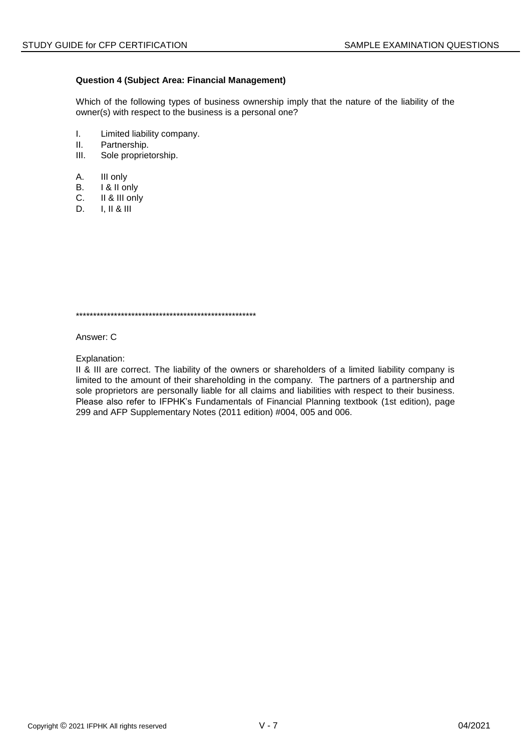**Question 4 (Subject Area: Financial Management)**

Which of the following types of business ownership imply that the nature of the liability of the owner(s) with respect to the business is a personal one?

I. Limited liability company.
II. Partnership.
III. Sole proprietorship.

A. III only
B. I & II only
C. II & III only
D. I, II & III

*****************************************************

Answer: C

Explanation:
II & III are correct. The liability of the owners or shareholders of a limited liability company is limited to the amount of their shareholding in the company. The partners of a partnership and sole proprietors are personally liable for all claims and liabilities with respect to their business. Please also refer to IFPHK's Fundamentals of Financial Planning textbook (1st edition), page 299 and AFP Supplementary Notes (2011 edition) #004, 005 and 006.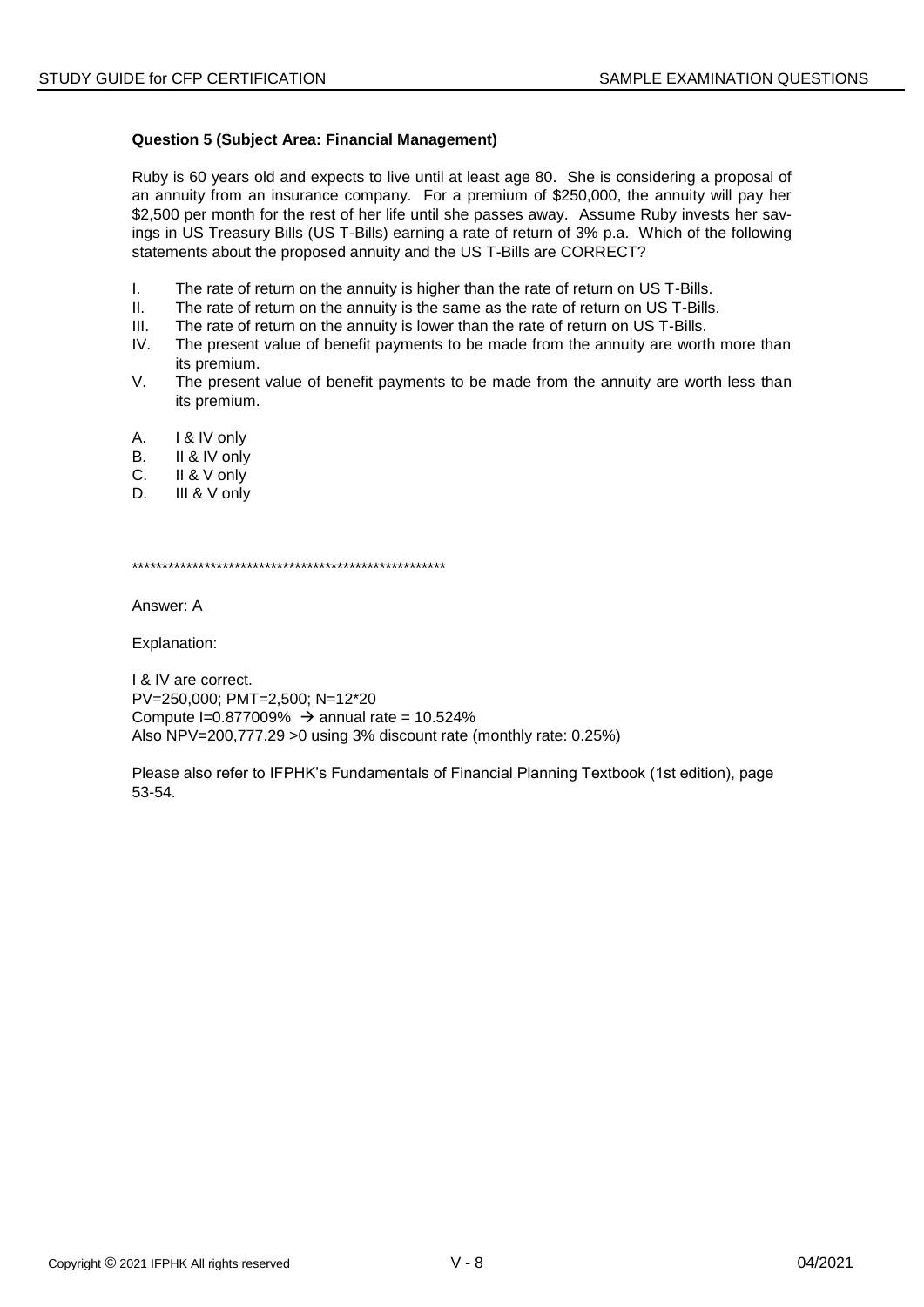**Question 5 (Subject Area: Financial Management)**

Ruby is 60 years old and expects to live until at least age 80. She is considering a proposal of an annuity from an insurance company. For a premium of $250,000, the annuity will pay her $2,500 per month for the rest of her life until she passes away. Assume Ruby invests her savings in US Treasury Bills (US T-Bills) earning a rate of return of 3% p.a. Which of the following statements about the proposed annuity and the US T-Bills are CORRECT?

I. The rate of return on the annuity is higher than the rate of return on US T-Bills.
II. The rate of return on the annuity is the same as the rate of return on US T-Bills.
III. The rate of return on the annuity is lower than the rate of return on US T-Bills.
IV. The present value of benefit payments to be made from the annuity are worth more than its premium.
V. The present value of benefit payments to be made from the annuity are worth less than its premium.

A. I & IV only
B. II & IV only
C. II & V only
D. III & V only

*****************************************************

Answer: A

Explanation:

I & IV are correct.
PV=250,000; PMT=2,500; N=12*20
Compute I=0.877009% → annual rate = 10.524%
Also NPV=200,777.29 >0 using 3% discount rate (monthly rate: 0.25%)

Please also refer to IFPHK's Fundamentals of Financial Planning Textbook (1st edition), page 53-54.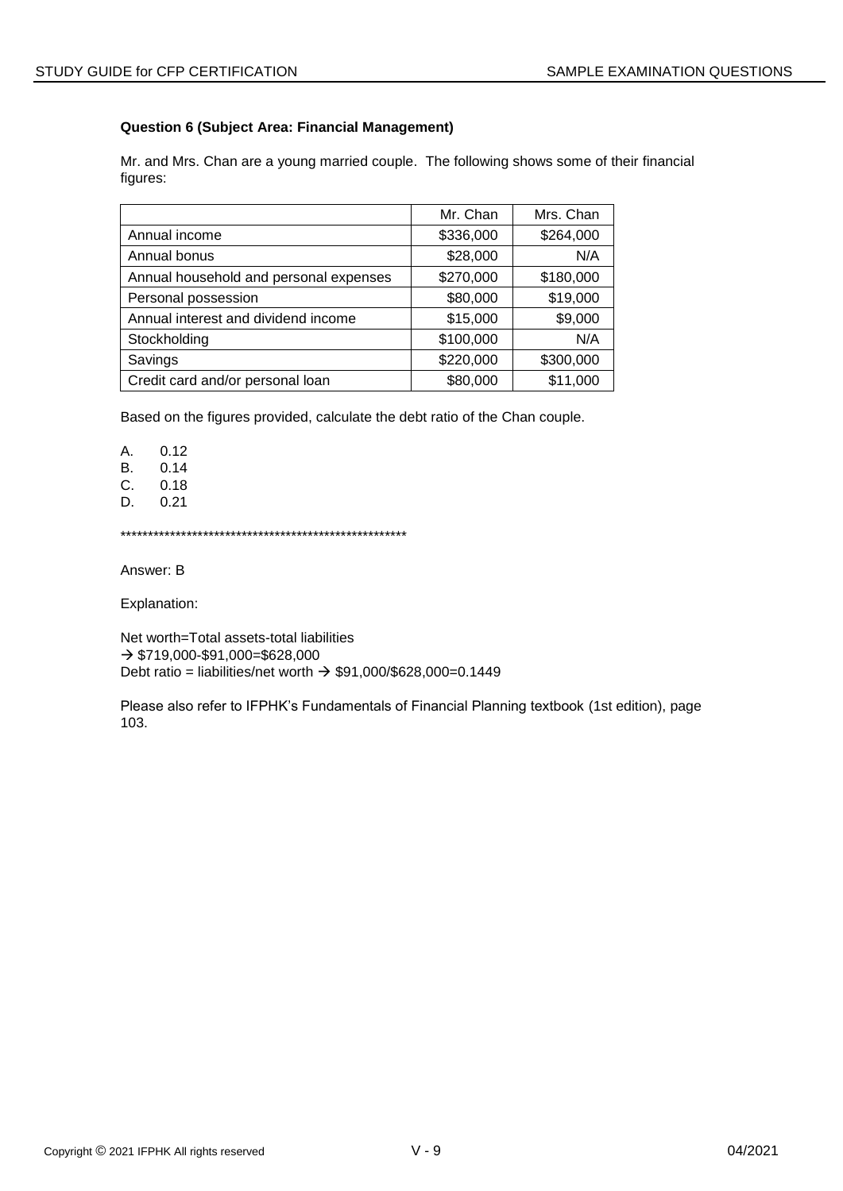### Question 6 (Subject Area: Financial Management)

Mr. and Mrs. Chan are a young married couple. The following shows some of their financial figures:

| | Mr. Chan | Mrs. Chan |
|---|---|---|
| Annual income | \$336,000 | \$264,000 |
| Annual bonus | \$28,000 | N/A |
| Annual household and personal expenses | \$270,000 | \$180,000 |
| Personal possession | \$80,000 | \$19,000 |
| Annual interest and dividend income | \$15,000 | \$9,000 |
| Stockholding | \$100,000 | N/A |
| Savings | \$220,000 | \$300,000 |
| Credit card and/or personal loan | \$80,000 | \$11,000 |

Based on the figures provided, calculate the debt ratio of the Chan couple.

A. 0.12
B. 0.14
C. 0.18
D. 0.21

\*\*\*\*\*\*\*\*\*\*\*\*\*\*\*\*\*\*\*\*\*\*\*\*\*\*\*\*\*\*\*\*\*\*\*\*\*\*\*\*\*\*\*\*\*\*\*\*\*\*\*\*\*\*

Answer: B

Explanation:

Net worth=Total assets-total liabilities
→ \$719,000-\$91,000=\$628,000
Debt ratio = liabilities/net worth → \$91,000/\$628,000=0.1449

Please also refer to IFPHK's Fundamentals of Financial Planning textbook (1st edition), page 103.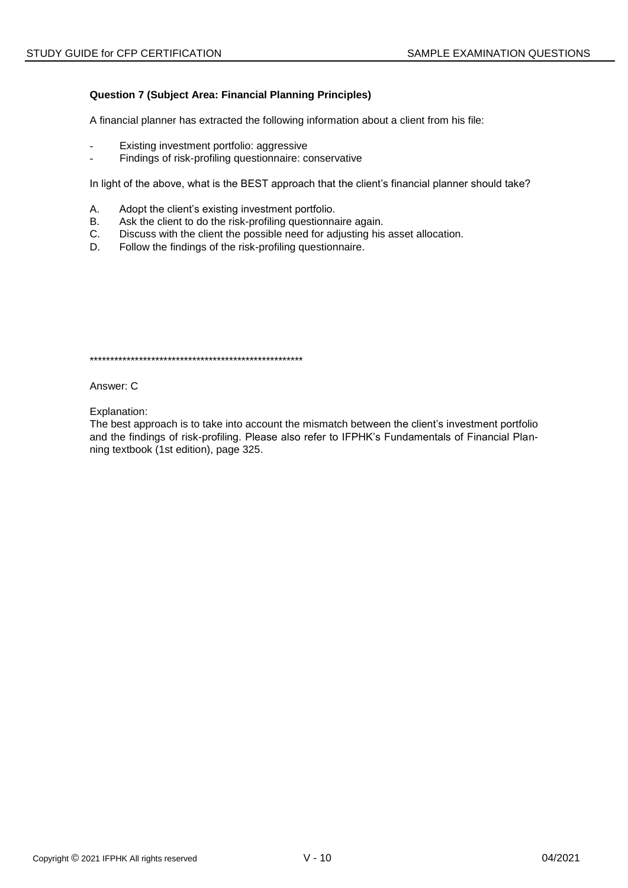**Question 7 (Subject Area: Financial Planning Principles)**

A financial planner has extracted the following information about a client from his file:

- Existing investment portfolio: aggressive
- Findings of risk-profiling questionnaire: conservative

In light of the above, what is the BEST approach that the client's financial planner should take?

A. Adopt the client's existing investment portfolio.
B. Ask the client to do the risk-profiling questionnaire again.
C. Discuss with the client the possible need for adjusting his asset allocation.
D. Follow the findings of the risk-profiling questionnaire.

*****************************************************

Answer: C

Explanation:
The best approach is to take into account the mismatch between the client's investment portfolio and the findings of risk-profiling. Please also refer to IFPHK's Fundamentals of Financial Planning textbook (1st edition), page 325.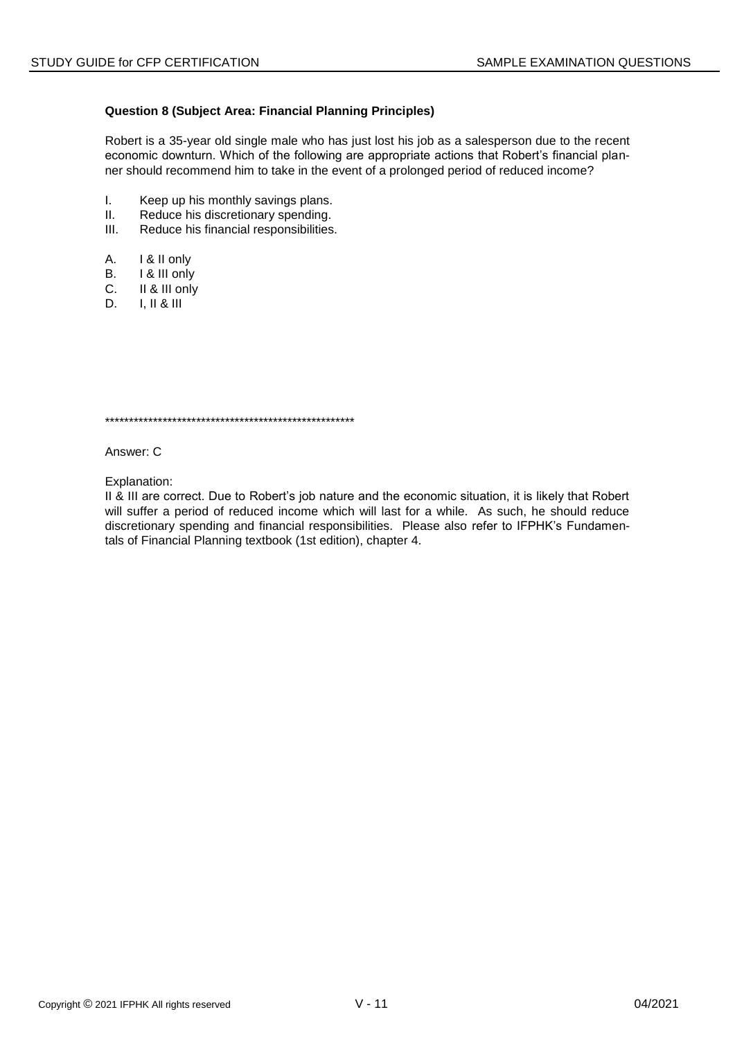**Question 8 (Subject Area: Financial Planning Principles)**

Robert is a 35-year old single male who has just lost his job as a salesperson due to the recent economic downturn. Which of the following are appropriate actions that Robert's financial planner should recommend him to take in the event of a prolonged period of reduced income?

I. Keep up his monthly savings plans.
II. Reduce his discretionary spending.
III. Reduce his financial responsibilities.

A. I & II only
B. I & III only
C. II & III only
D. I, II & III

*****************************************************

Answer: C

Explanation:
II & III are correct. Due to Robert's job nature and the economic situation, it is likely that Robert will suffer a period of reduced income which will last for a while. As such, he should reduce discretionary spending and financial responsibilities. Please also refer to IFPHK's Fundamentals of Financial Planning textbook (1st edition), chapter 4.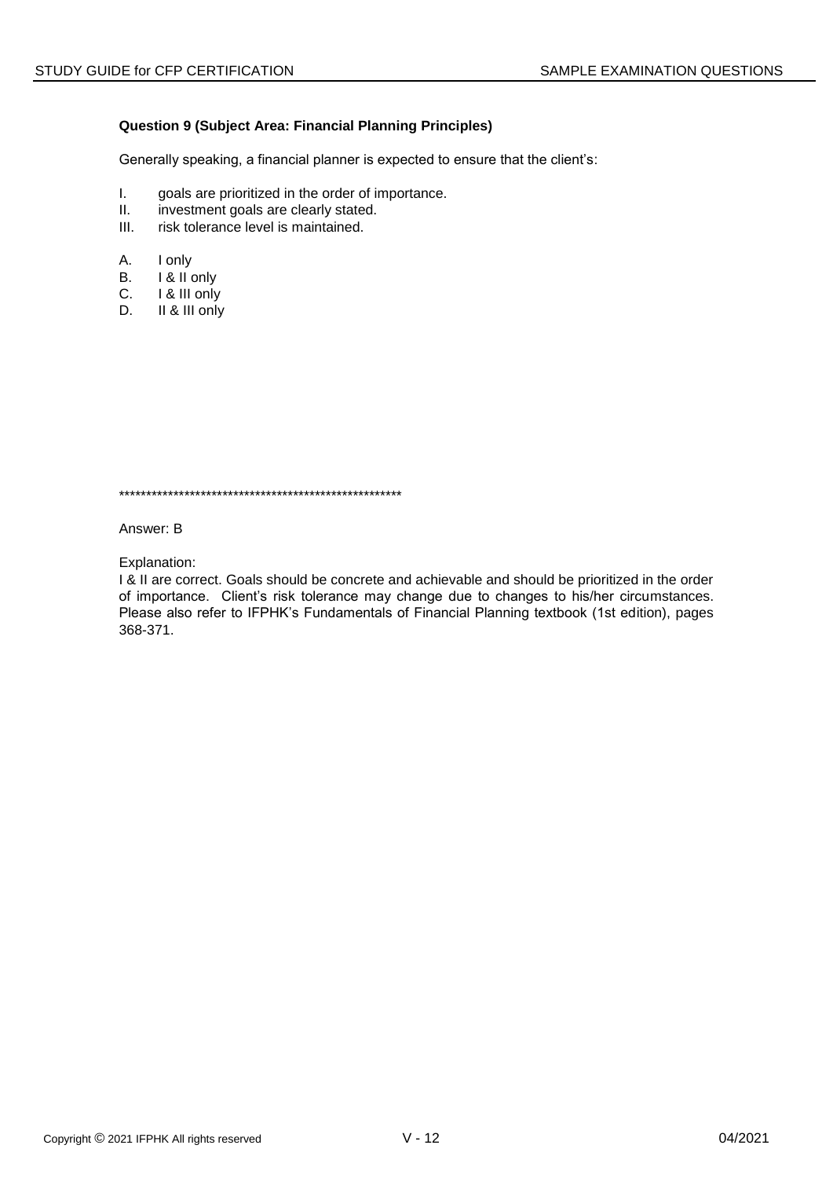**Question 9 (Subject Area: Financial Planning Principles)**

Generally speaking, a financial planner is expected to ensure that the client's:

I. goals are prioritized in the order of importance.
II. investment goals are clearly stated.
III. risk tolerance level is maintained.

A. I only
B. I & II only
C. I & III only
D. II & III only

*****************************************************

Answer: B

Explanation:
I & II are correct. Goals should be concrete and achievable and should be prioritized in the order of importance. Client's risk tolerance may change due to changes to his/her circumstances. Please also refer to IFPHK's Fundamentals of Financial Planning textbook (1st edition), pages 368-371.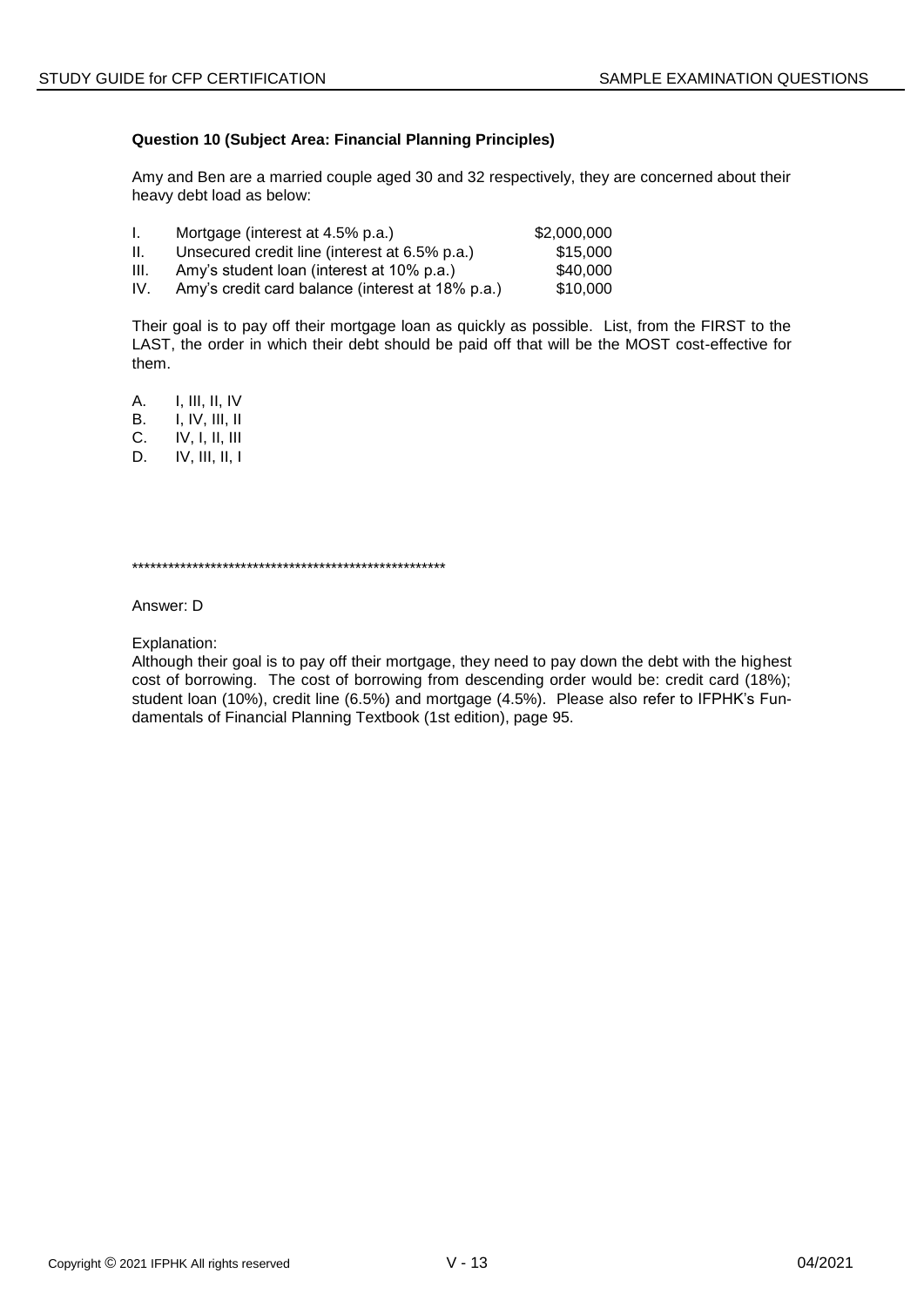**Question 10 (Subject Area: Financial Planning Principles)**

Amy and Ben are a married couple aged 30 and 32 respectively, they are concerned about their heavy debt load as below:

| | | |
|---|---|---|
| I. | Mortgage (interest at 4.5% p.a.) | \$2,000,000 |
| II. | Unsecured credit line (interest at 6.5% p.a.) | \$15,000 |
| III. | Amy's student loan (interest at 10% p.a.) | \$40,000 |
| IV. | Amy's credit card balance (interest at 18% p.a.) | \$10,000 |

Their goal is to pay off their mortgage loan as quickly as possible. List, from the FIRST to the LAST, the order in which their debt should be paid off that will be the MOST cost-effective for them.

A. I, III, II, IV
B. I, IV, III, II
C. IV, I, II, III
D. IV, III, II, I

*****************************************************

Answer: D

Explanation:
Although their goal is to pay off their mortgage, they need to pay down the debt with the highest cost of borrowing. The cost of borrowing from descending order would be: credit card (18%); student loan (10%), credit line (6.5%) and mortgage (4.5%). Please also refer to IFPHK's Fundamentals of Financial Planning Textbook (1st edition), page 95.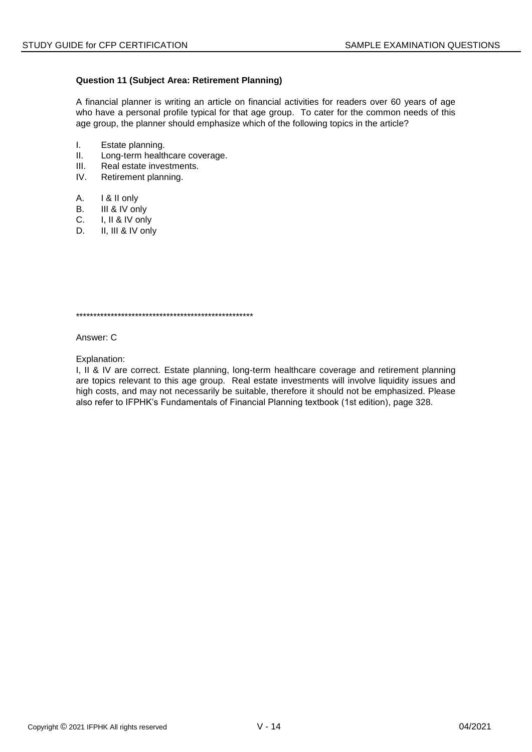**Question 11 (Subject Area: Retirement Planning)**

A financial planner is writing an article on financial activities for readers over 60 years of age who have a personal profile typical for that age group. To cater for the common needs of this age group, the planner should emphasize which of the following topics in the article?

I. Estate planning.
II. Long-term healthcare coverage.
III. Real estate investments.
IV. Retirement planning.

A. I & II only
B. III & IV only
C. I, II & IV only
D. II, III & IV only

****************************************************

Answer: C

Explanation:
I, II & IV are correct. Estate planning, long-term healthcare coverage and retirement planning are topics relevant to this age group. Real estate investments will involve liquidity issues and high costs, and may not necessarily be suitable, therefore it should not be emphasized. Please also refer to IFPHK's Fundamentals of Financial Planning textbook (1st edition), page 328.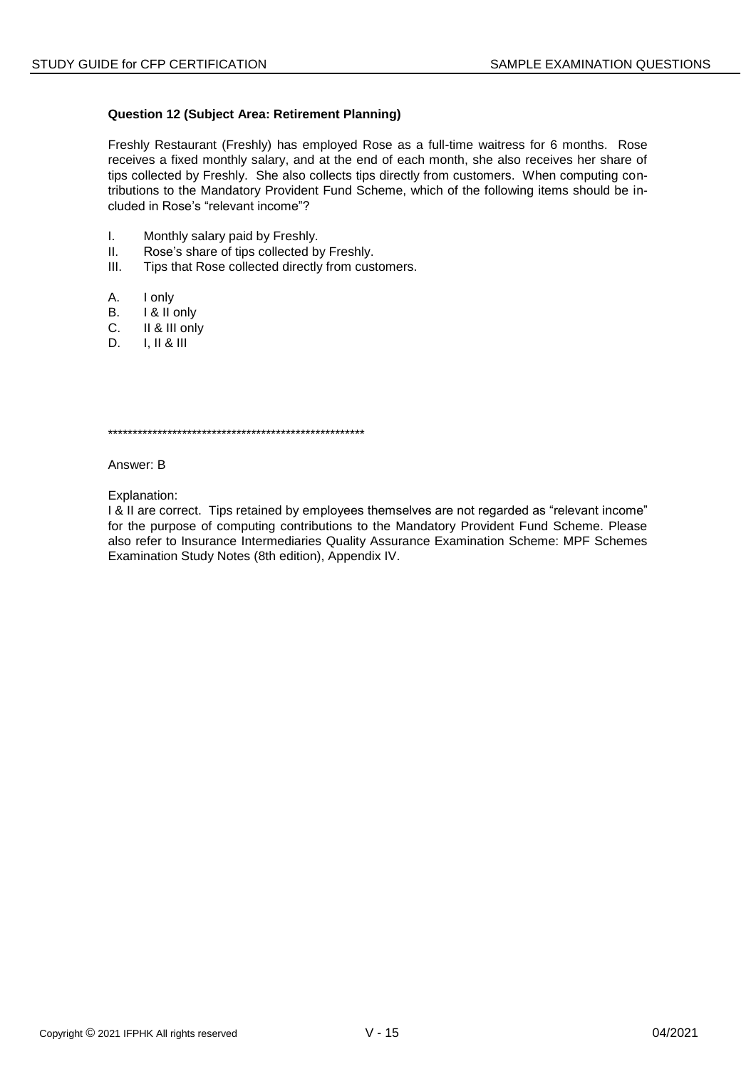**Question 12 (Subject Area: Retirement Planning)**

Freshly Restaurant (Freshly) has employed Rose as a full-time waitress for 6 months. Rose receives a fixed monthly salary, and at the end of each month, she also receives her share of tips collected by Freshly. She also collects tips directly from customers. When computing contributions to the Mandatory Provident Fund Scheme, which of the following items should be included in Rose's "relevant income"?

I. Monthly salary paid by Freshly.
II. Rose's share of tips collected by Freshly.
III. Tips that Rose collected directly from customers.

A. I only
B. I & II only
C. II & III only
D. I, II & III

*****************************************************

Answer: B

Explanation:
I & II are correct. Tips retained by employees themselves are not regarded as "relevant income" for the purpose of computing contributions to the Mandatory Provident Fund Scheme. Please also refer to Insurance Intermediaries Quality Assurance Examination Scheme: MPF Schemes Examination Study Notes (8th edition), Appendix IV.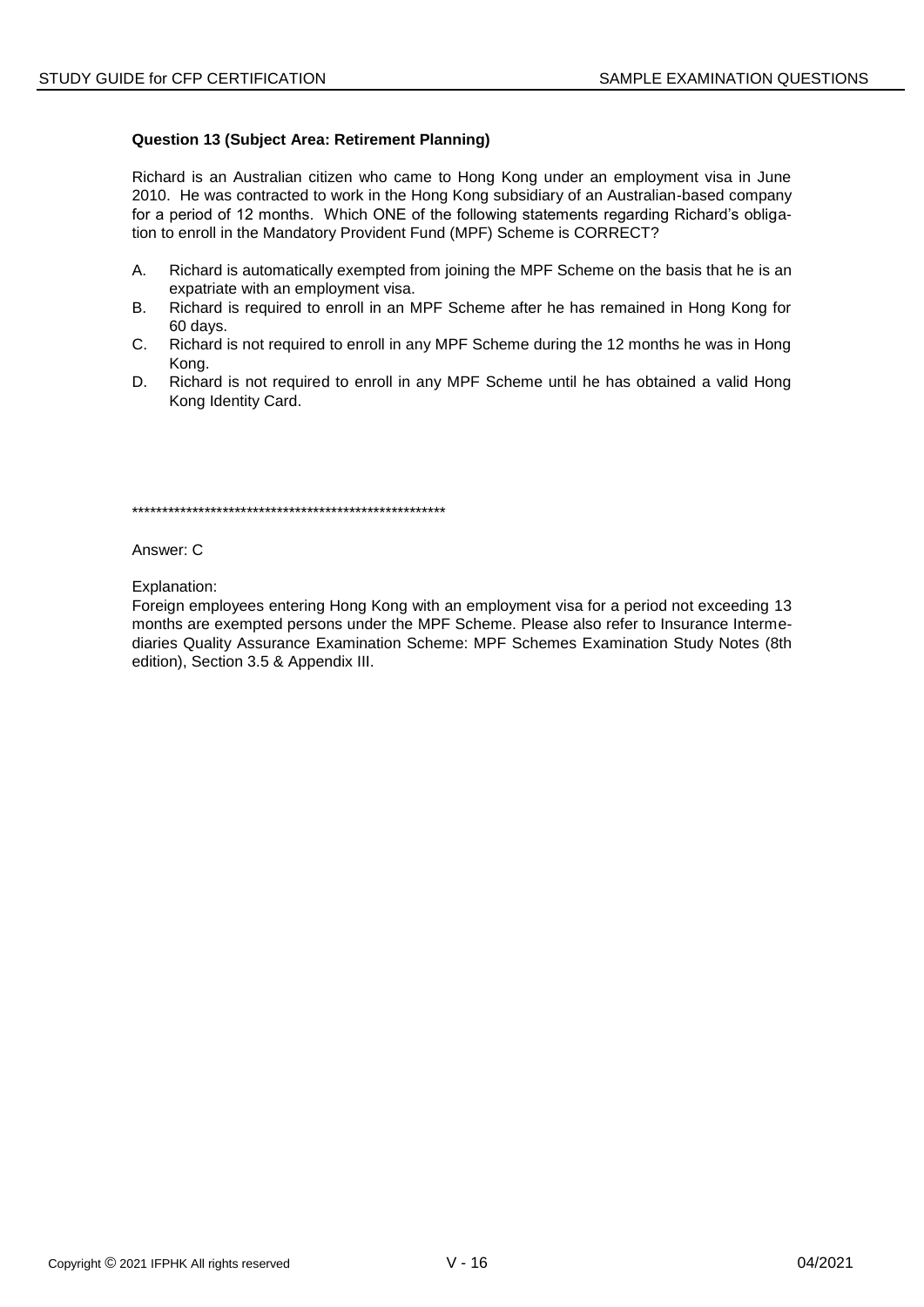**Question 13 (Subject Area: Retirement Planning)**

Richard is an Australian citizen who came to Hong Kong under an employment visa in June 2010. He was contracted to work in the Hong Kong subsidiary of an Australian-based company for a period of 12 months. Which ONE of the following statements regarding Richard's obligation to enroll in the Mandatory Provident Fund (MPF) Scheme is CORRECT?

A. Richard is automatically exempted from joining the MPF Scheme on the basis that he is an expatriate with an employment visa.
B. Richard is required to enroll in an MPF Scheme after he has remained in Hong Kong for 60 days.
C. Richard is not required to enroll in any MPF Scheme during the 12 months he was in Hong Kong.
D. Richard is not required to enroll in any MPF Scheme until he has obtained a valid Hong Kong Identity Card.

****************************************************

Answer: C

Explanation:
Foreign employees entering Hong Kong with an employment visa for a period not exceeding 13 months are exempted persons under the MPF Scheme. Please also refer to Insurance Intermediaries Quality Assurance Examination Scheme: MPF Schemes Examination Study Notes (8th edition), Section 3.5 & Appendix III.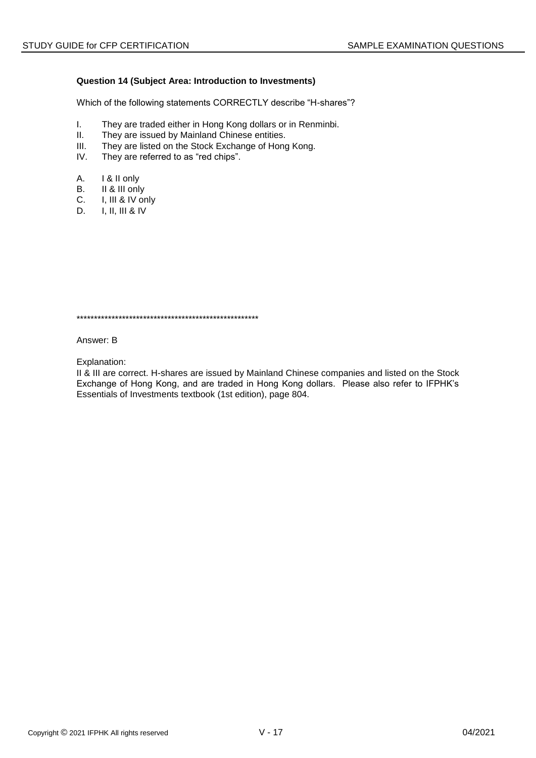**Question 14 (Subject Area: Introduction to Investments)**

Which of the following statements CORRECTLY describe "H-shares"?

I. They are traded either in Hong Kong dollars or in Renminbi.
II. They are issued by Mainland Chinese entities.
III. They are listed on the Stock Exchange of Hong Kong.
IV. They are referred to as "red chips".

A. I & II only
B. II & III only
C. I, III & IV only
D. I, II, III & IV

*****************************************************

Answer: B

Explanation:
II & III are correct. H-shares are issued by Mainland Chinese companies and listed on the Stock Exchange of Hong Kong, and are traded in Hong Kong dollars. Please also refer to IFPHK's Essentials of Investments textbook (1st edition), page 804.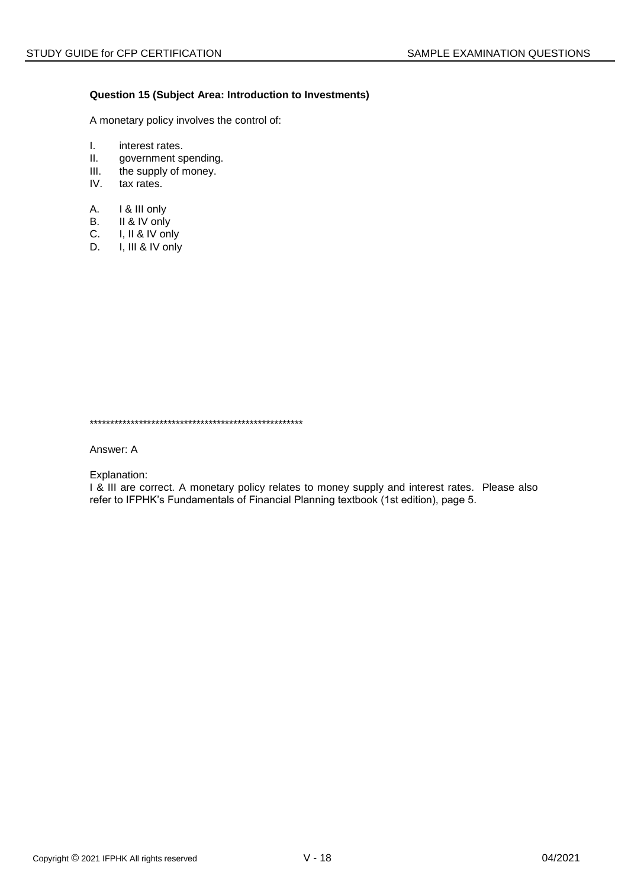**Question 15 (Subject Area: Introduction to Investments)**

A monetary policy involves the control of:

I. interest rates.
II. government spending.
III. the supply of money.
IV. tax rates.

A. I & III only
B. II & IV only
C. I, II & IV only
D. I, III & IV only

******************************************************

Answer: A

Explanation:
I & III are correct. A monetary policy relates to money supply and interest rates. Please also refer to IFPHK's Fundamentals of Financial Planning textbook (1st edition), page 5.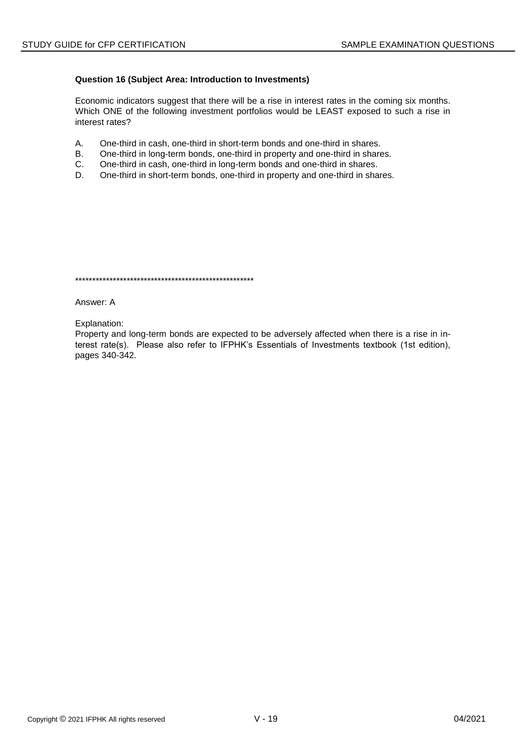**Question 16 (Subject Area: Introduction to Investments)**

Economic indicators suggest that there will be a rise in interest rates in the coming six months. Which ONE of the following investment portfolios would be LEAST exposed to such a rise in interest rates?

A. One-third in cash, one-third in short-term bonds and one-third in shares.
B. One-third in long-term bonds, one-third in property and one-third in shares.
C. One-third in cash, one-third in long-term bonds and one-third in shares.
D. One-third in short-term bonds, one-third in property and one-third in shares.

******************************************************

Answer: A

Explanation:
Property and long-term bonds are expected to be adversely affected when there is a rise in interest rate(s). Please also refer to IFPHK's Essentials of Investments textbook (1st edition), pages 340-342.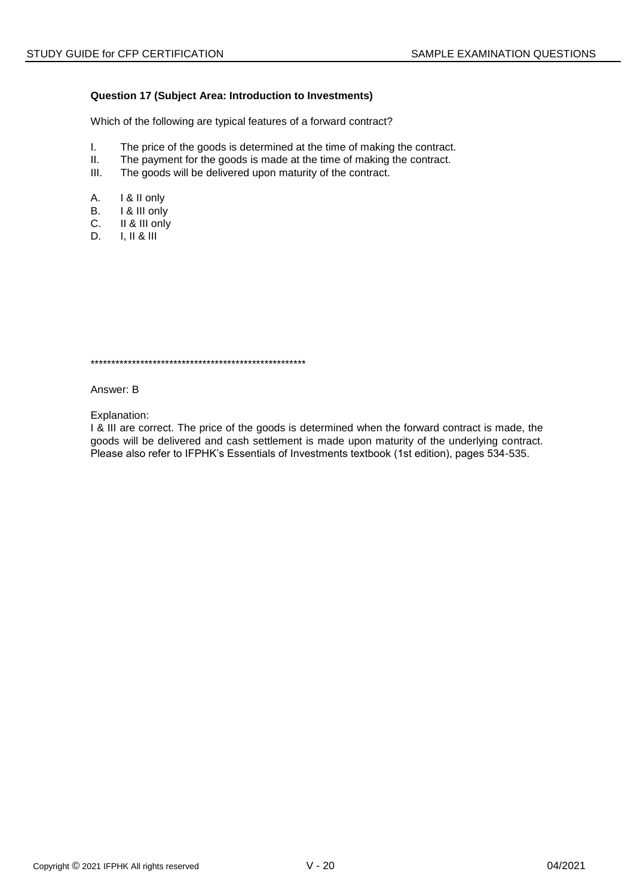**Question 17 (Subject Area: Introduction to Investments)**

Which of the following are typical features of a forward contract?

I. The price of the goods is determined at the time of making the contract.
II. The payment for the goods is made at the time of making the contract.
III. The goods will be delivered upon maturity of the contract.

A. I & II only
B. I & III only
C. II & III only
D. I, II & III

*****************************************************

Answer: B

Explanation:
I & III are correct. The price of the goods is determined when the forward contract is made, the goods will be delivered and cash settlement is made upon maturity of the underlying contract. Please also refer to IFPHK's Essentials of Investments textbook (1st edition), pages 534-535.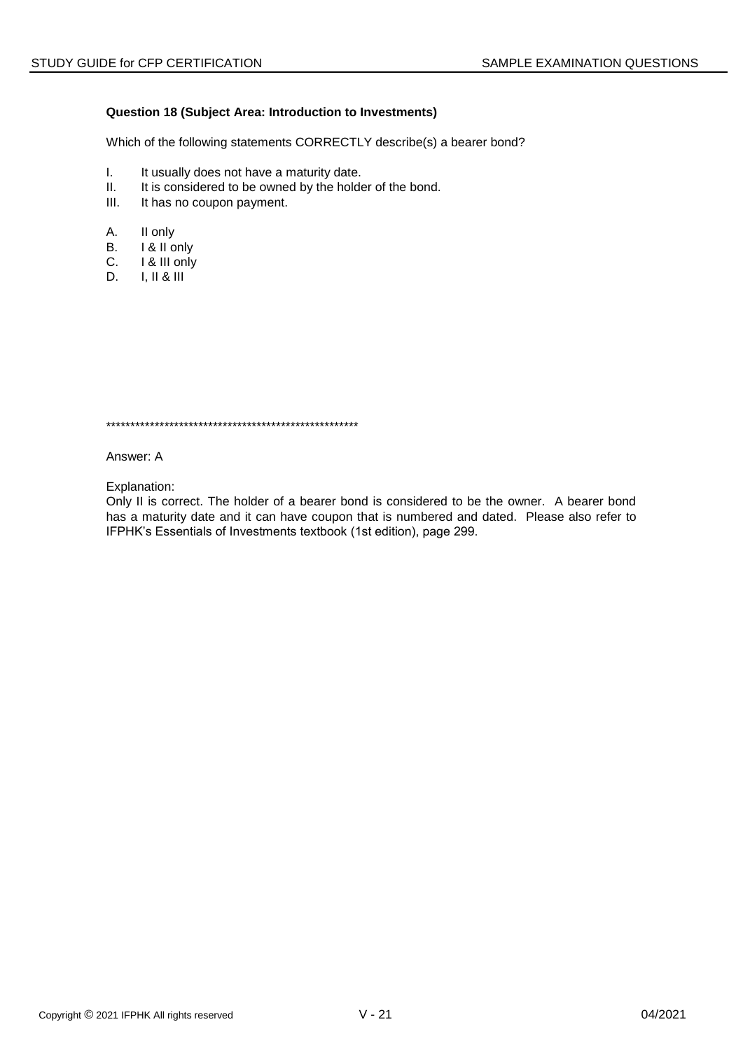**Question 18 (Subject Area: Introduction to Investments)**

Which of the following statements CORRECTLY describe(s) a bearer bond?

I. It usually does not have a maturity date.
II. It is considered to be owned by the holder of the bond.
III. It has no coupon payment.

A. II only
B. I & II only
C. I & III only
D. I, II & III

******************************************************

Answer: A

Explanation:
Only II is correct. The holder of a bearer bond is considered to be the owner. A bearer bond has a maturity date and it can have coupon that is numbered and dated. Please also refer to IFPHK's Essentials of Investments textbook (1st edition), page 299.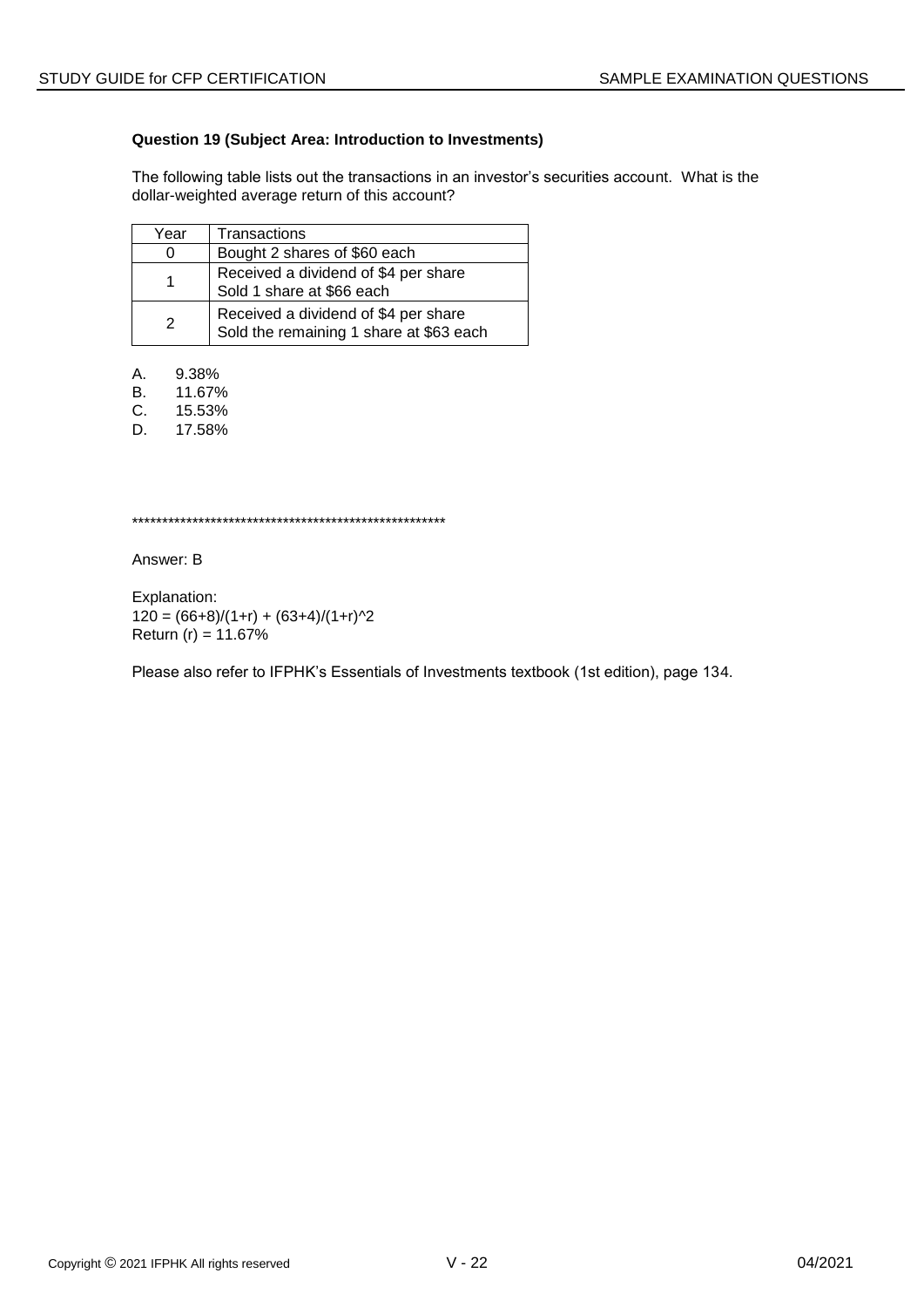**Question 19 (Subject Area: Introduction to Investments)**

The following table lists out the transactions in an investor's securities account. What is the dollar-weighted average return of this account?

| Year | Transactions |
|---|---|
| 0 | Bought 2 shares of \$60 each |
| 1 | Received a dividend of \$4 per share<br>Sold 1 share at \$66 each |
| 2 | Received a dividend of \$4 per share<br>Sold the remaining 1 share at \$63 each |

A. 9.38%
B. 11.67%
C. 15.53%
D. 17.58%

*****************************************************

Answer: B

Explanation:
$120 = (66+8)/(1+r) + (63+4)/(1+r)^2$
Return (r) = 11.67%

Please also refer to IFPHK's Essentials of Investments textbook (1st edition), page 134.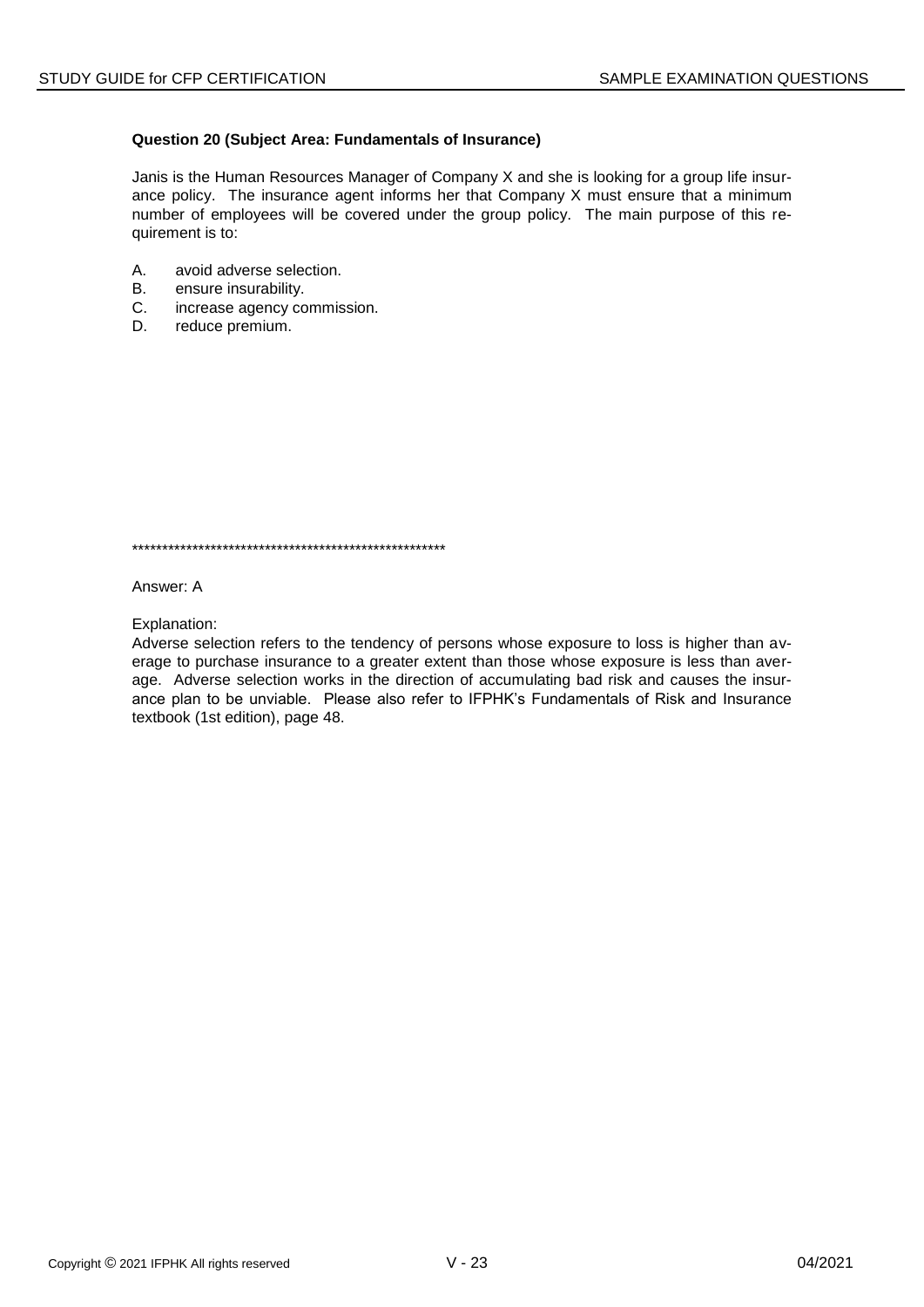**Question 20 (Subject Area: Fundamentals of Insurance)**

Janis is the Human Resources Manager of Company X and she is looking for a group life insurance policy. The insurance agent informs her that Company X must ensure that a minimum number of employees will be covered under the group policy. The main purpose of this requirement is to:

A. avoid adverse selection.
B. ensure insurability.
C. increase agency commission.
D. reduce premium.

*****************************************************

Answer: A

Explanation:
Adverse selection refers to the tendency of persons whose exposure to loss is higher than average to purchase insurance to a greater extent than those whose exposure is less than average. Adverse selection works in the direction of accumulating bad risk and causes the insurance plan to be unviable. Please also refer to IFPHK's Fundamentals of Risk and Insurance textbook (1st edition), page 48.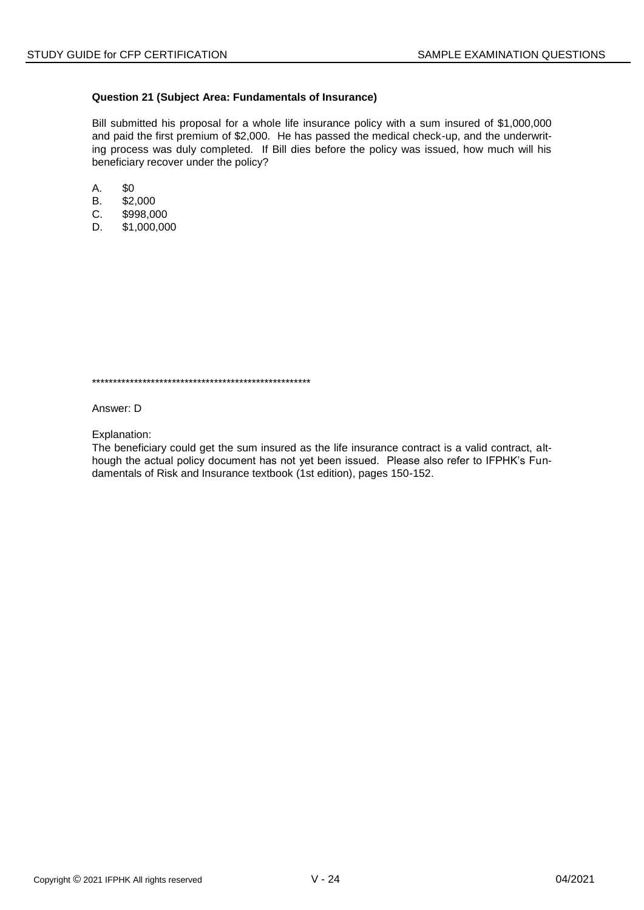**Question 21 (Subject Area: Fundamentals of Insurance)**

Bill submitted his proposal for a whole life insurance policy with a sum insured of $1,000,000 and paid the first premium of $2,000. He has passed the medical check-up, and the underwriting process was duly completed. If Bill dies before the policy was issued, how much will his beneficiary recover under the policy?

A. $0
B. $2,000
C. $998,000
D. $1,000,000

*****************************************************

Answer: D

Explanation:
The beneficiary could get the sum insured as the life insurance contract is a valid contract, although the actual policy document has not yet been issued. Please also refer to IFPHK's Fundamentals of Risk and Insurance textbook (1st edition), pages 150-152.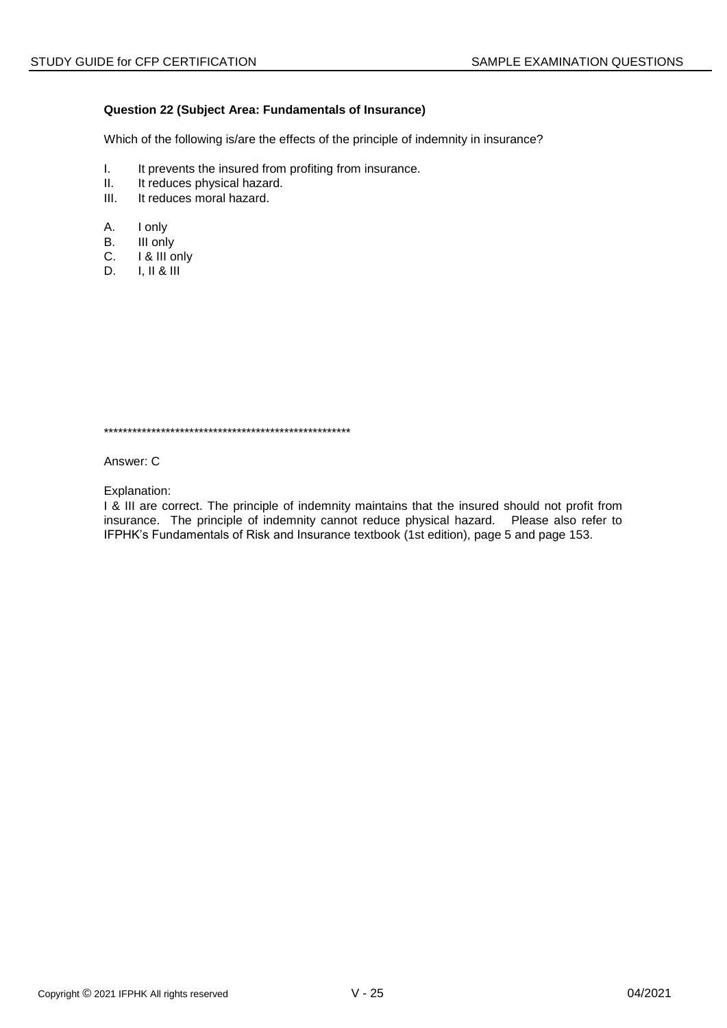**Question 22 (Subject Area: Fundamentals of Insurance)**

Which of the following is/are the effects of the principle of indemnity in insurance?

I. It prevents the insured from profiting from insurance.
II. It reduces physical hazard.
III. It reduces moral hazard.

A. I only
B. III only
C. I & III only
D. I, II & III

*****************************************************

Answer: C

Explanation:
I & III are correct. The principle of indemnity maintains that the insured should not profit from insurance. The principle of indemnity cannot reduce physical hazard. Please also refer to IFPHK's Fundamentals of Risk and Insurance textbook (1st edition), page 5 and page 153.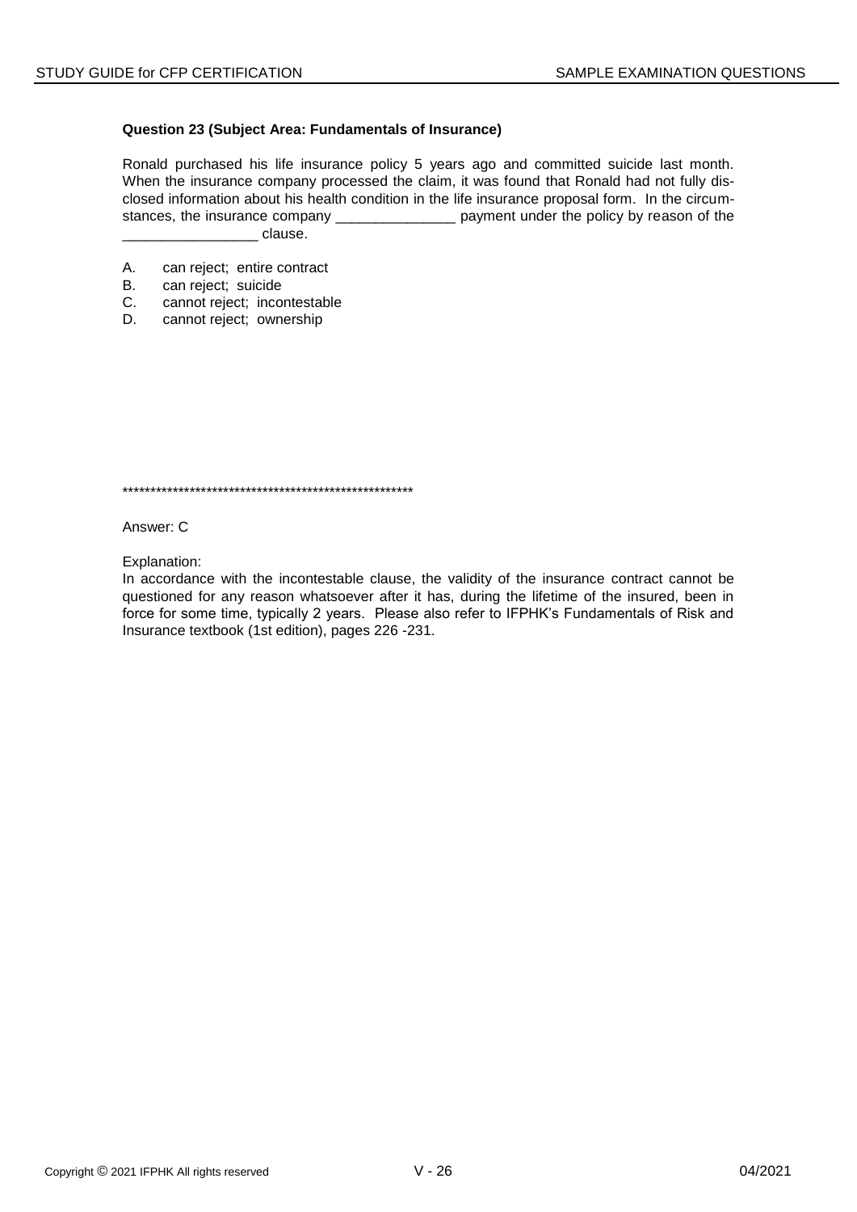**Question 23 (Subject Area: Fundamentals of Insurance)**

Ronald purchased his life insurance policy 5 years ago and committed suicide last month. When the insurance company processed the claim, it was found that Ronald had not fully disclosed information about his health condition in the life insurance proposal form. In the circumstances, the insurance company _______________ payment under the policy by reason of the _________________ clause.

A. can reject; entire contract
B. can reject; suicide
C. cannot reject; incontestable
D. cannot reject; ownership

******************************************************

Answer: C

Explanation:
In accordance with the incontestable clause, the validity of the insurance contract cannot be questioned for any reason whatsoever after it has, during the lifetime of the insured, been in force for some time, typically 2 years. Please also refer to IFPHK's Fundamentals of Risk and Insurance textbook (1st edition), pages 226 -231.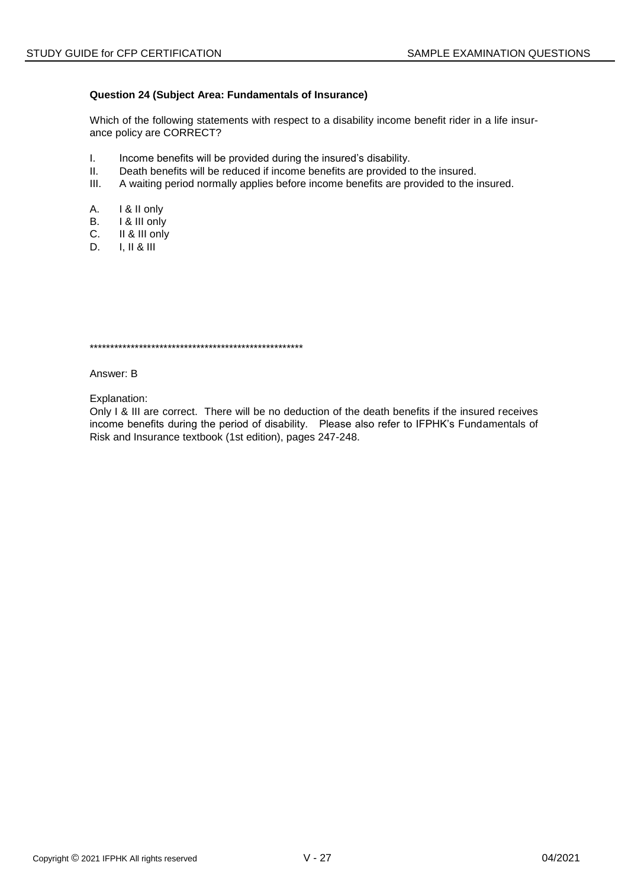**Question 24 (Subject Area: Fundamentals of Insurance)**

Which of the following statements with respect to a disability income benefit rider in a life insurance policy are CORRECT?

I. Income benefits will be provided during the insured's disability.
II. Death benefits will be reduced if income benefits are provided to the insured.
III. A waiting period normally applies before income benefits are provided to the insured.

A. I & II only
B. I & III only
C. II & III only
D. I, II & III

****************************************************

Answer: B

Explanation:
Only I & III are correct. There will be no deduction of the death benefits if the insured receives income benefits during the period of disability. Please also refer to IFPHK's Fundamentals of Risk and Insurance textbook (1st edition), pages 247-248.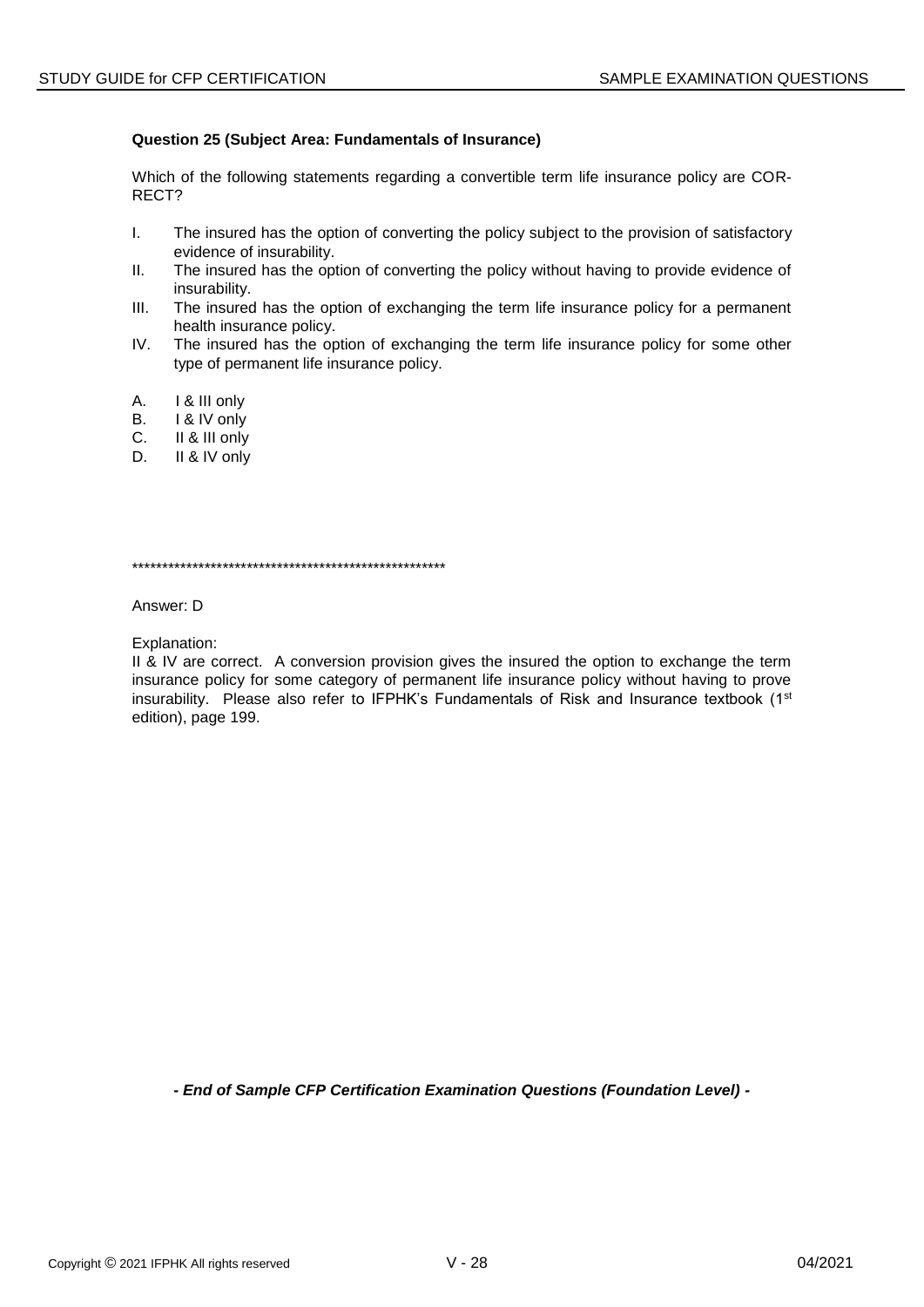**Question 25 (Subject Area: Fundamentals of Insurance)**

Which of the following statements regarding a convertible term life insurance policy are CORRECT?

I. The insured has the option of converting the policy subject to the provision of satisfactory evidence of insurability.
II. The insured has the option of converting the policy without having to provide evidence of insurability.
III. The insured has the option of exchanging the term life insurance policy for a permanent health insurance policy.
IV. The insured has the option of exchanging the term life insurance policy for some other type of permanent life insurance policy.

A. I & III only
B. I & IV only
C. II & III only
D. II & IV only

****************************************************

Answer: D

Explanation:
II & IV are correct. A conversion provision gives the insured the option to exchange the term insurance policy for some category of permanent life insurance policy without having to prove insurability. Please also refer to IFPHK's Fundamentals of Risk and Insurance textbook (1st edition), page 199.

***- End of Sample CFP Certification Examination Questions (Foundation Level) -***